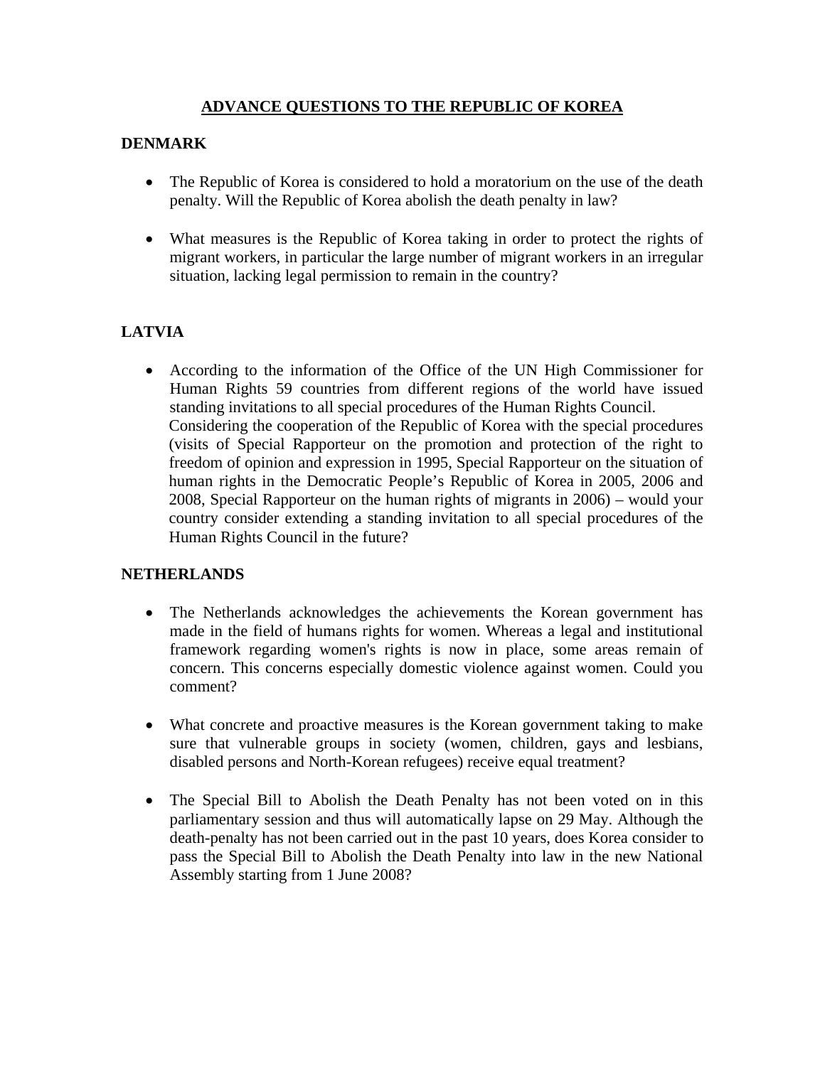# ADVANCE QUESTIONS TO THE REPUBLIC OF KOREA

## DENMARK

- The Republic of Korea is considered to hold a moratorium on the use of the death penalty. Will the Republic of Korea abolish the death penalty in law?

- What measures is the Republic of Korea taking in order to protect the rights of migrant workers, in particular the large number of migrant workers in an irregular situation, lacking legal permission to remain in the country?

## LATVIA

- According to the information of the Office of the UN High Commissioner for Human Rights 59 countries from different regions of the world have issued standing invitations to all special procedures of the Human Rights Council.
  Considering the cooperation of the Republic of Korea with the special procedures (visits of Special Rapporteur on the promotion and protection of the right to freedom of opinion and expression in 1995, Special Rapporteur on the situation of human rights in the Democratic People's Republic of Korea in 2005, 2006 and 2008, Special Rapporteur on the human rights of migrants in 2006) – would your country consider extending a standing invitation to all special procedures of the Human Rights Council in the future?

## NETHERLANDS

- The Netherlands acknowledges the achievements the Korean government has made in the field of humans rights for women. Whereas a legal and institutional framework regarding women's rights is now in place, some areas remain of concern. This concerns especially domestic violence against women. Could you comment?

- What concrete and proactive measures is the Korean government taking to make sure that vulnerable groups in society (women, children, gays and lesbians, disabled persons and North-Korean refugees) receive equal treatment?

- The Special Bill to Abolish the Death Penalty has not been voted on in this parliamentary session and thus will automatically lapse on 29 May. Although the death-penalty has not been carried out in the past 10 years, does Korea consider to pass the Special Bill to Abolish the Death Penalty into law in the new National Assembly starting from 1 June 2008?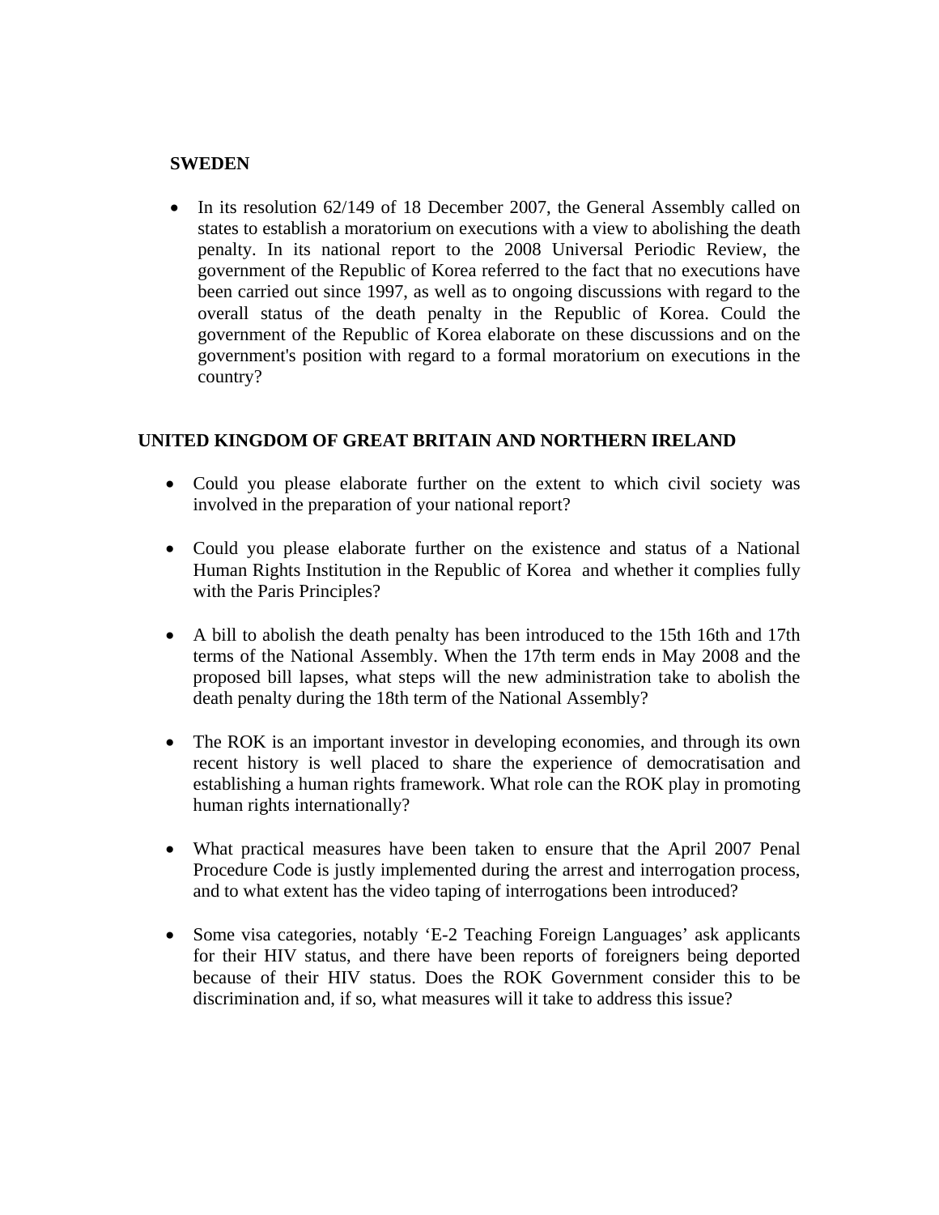**SWEDEN**

- In its resolution 62/149 of 18 December 2007, the General Assembly called on states to establish a moratorium on executions with a view to abolishing the death penalty. In its national report to the 2008 Universal Periodic Review, the government of the Republic of Korea referred to the fact that no executions have been carried out since 1997, as well as to ongoing discussions with regard to the overall status of the death penalty in the Republic of Korea. Could the government of the Republic of Korea elaborate on these discussions and on the government's position with regard to a formal moratorium on executions in the country?

**UNITED KINGDOM OF GREAT BRITAIN AND NORTHERN IRELAND**

- Could you please elaborate further on the extent to which civil society was involved in the preparation of your national report?

- Could you please elaborate further on the existence and status of a National Human Rights Institution in the Republic of Korea and whether it complies fully with the Paris Principles?

- A bill to abolish the death penalty has been introduced to the 15th 16th and 17th terms of the National Assembly. When the 17th term ends in May 2008 and the proposed bill lapses, what steps will the new administration take to abolish the death penalty during the 18th term of the National Assembly?

- The ROK is an important investor in developing economies, and through its own recent history is well placed to share the experience of democratisation and establishing a human rights framework. What role can the ROK play in promoting human rights internationally?

- What practical measures have been taken to ensure that the April 2007 Penal Procedure Code is justly implemented during the arrest and interrogation process, and to what extent has the video taping of interrogations been introduced?

- Some visa categories, notably 'E-2 Teaching Foreign Languages' ask applicants for their HIV status, and there have been reports of foreigners being deported because of their HIV status. Does the ROK Government consider this to be discrimination and, if so, what measures will it take to address this issue?